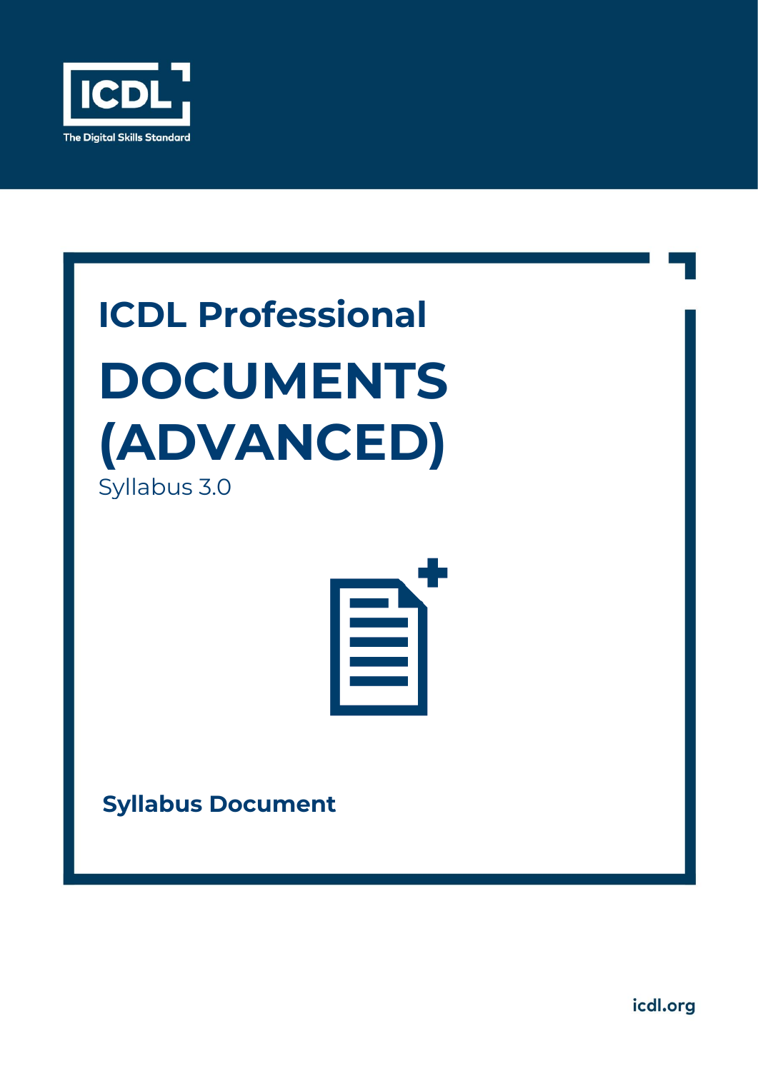ICDL

The Digital Skills Standard

# ICDL Professional

# DOCUMENTS (ADVANCED)

Syllabus 3.0

**Syllabus Document**

icdl.org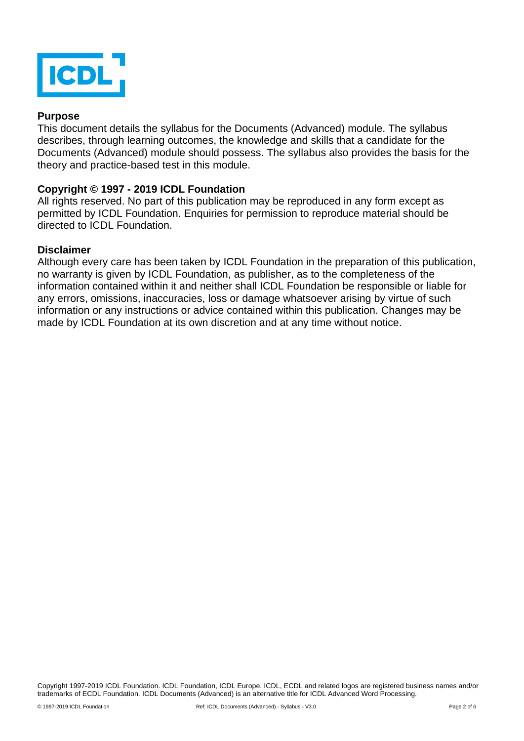## Purpose

This document details the syllabus for the Documents (Advanced) module. The syllabus describes, through learning outcomes, the knowledge and skills that a candidate for the Documents (Advanced) module should possess. The syllabus also provides the basis for the theory and practice-based test in this module.

## Copyright © 1997 - 2019 ICDL Foundation

All rights reserved. No part of this publication may be reproduced in any form except as permitted by ICDL Foundation. Enquiries for permission to reproduce material should be directed to ICDL Foundation.

## Disclaimer

Although every care has been taken by ICDL Foundation in the preparation of this publication, no warranty is given by ICDL Foundation, as publisher, as to the completeness of the information contained within it and neither shall ICDL Foundation be responsible or liable for any errors, omissions, inaccuracies, loss or damage whatsoever arising by virtue of such information or any instructions or advice contained within this publication. Changes may be made by ICDL Foundation at its own discretion and at any time without notice.

Copyright 1997-2019 ICDL Foundation. ICDL Foundation, ICDL Europe, ICDL, ECDL and related logos are registered business names and/or trademarks of ECDL Foundation. ICDL Documents (Advanced) is an alternative title for ICDL Advanced Word Processing.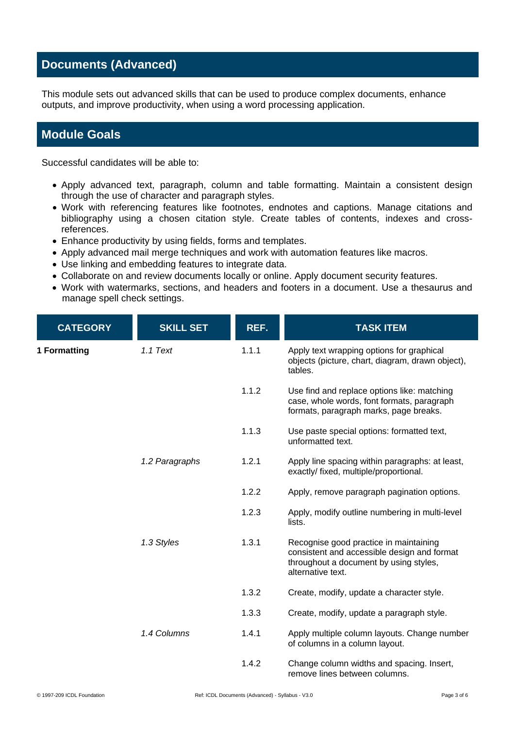## Documents (Advanced)

This module sets out advanced skills that can be used to produce complex documents, enhance outputs, and improve productivity, when using a word processing application.

## Module Goals

Successful candidates will be able to:

- Apply advanced text, paragraph, column and table formatting. Maintain a consistent design through the use of character and paragraph styles.
- Work with referencing features like footnotes, endnotes and captions. Manage citations and bibliography using a chosen citation style. Create tables of contents, indexes and cross-references.
- Enhance productivity by using fields, forms and templates.
- Apply advanced mail merge techniques and work with automation features like macros.
- Use linking and embedding features to integrate data.
- Collaborate on and review documents locally or online. Apply document security features.
- Work with watermarks, sections, and headers and footers in a document. Use a thesaurus and manage spell check settings.

| CATEGORY | SKILL SET | REF. | TASK ITEM |
|---|---|---|---|
| **1 Formatting** | *1.1 Text* | 1.1.1 | Apply text wrapping options for graphical objects (picture, chart, diagram, drawn object), tables. |
| | | 1.1.2 | Use find and replace options like: matching case, whole words, font formats, paragraph formats, paragraph marks, page breaks. |
| | | 1.1.3 | Use paste special options: formatted text, unformatted text. |
| | *1.2 Paragraphs* | 1.2.1 | Apply line spacing within paragraphs: at least, exactly/ fixed, multiple/proportional. |
| | | 1.2.2 | Apply, remove paragraph pagination options. |
| | | 1.2.3 | Apply, modify outline numbering in multi-level lists. |
| | *1.3 Styles* | 1.3.1 | Recognise good practice in maintaining consistent and accessible design and format throughout a document by using styles, alternative text. |
| | | 1.3.2 | Create, modify, update a character style. |
| | | 1.3.3 | Create, modify, update a paragraph style. |
| | *1.4 Columns* | 1.4.1 | Apply multiple column layouts. Change number of columns in a column layout. |
| | | 1.4.2 | Change column widths and spacing. Insert, remove lines between columns. |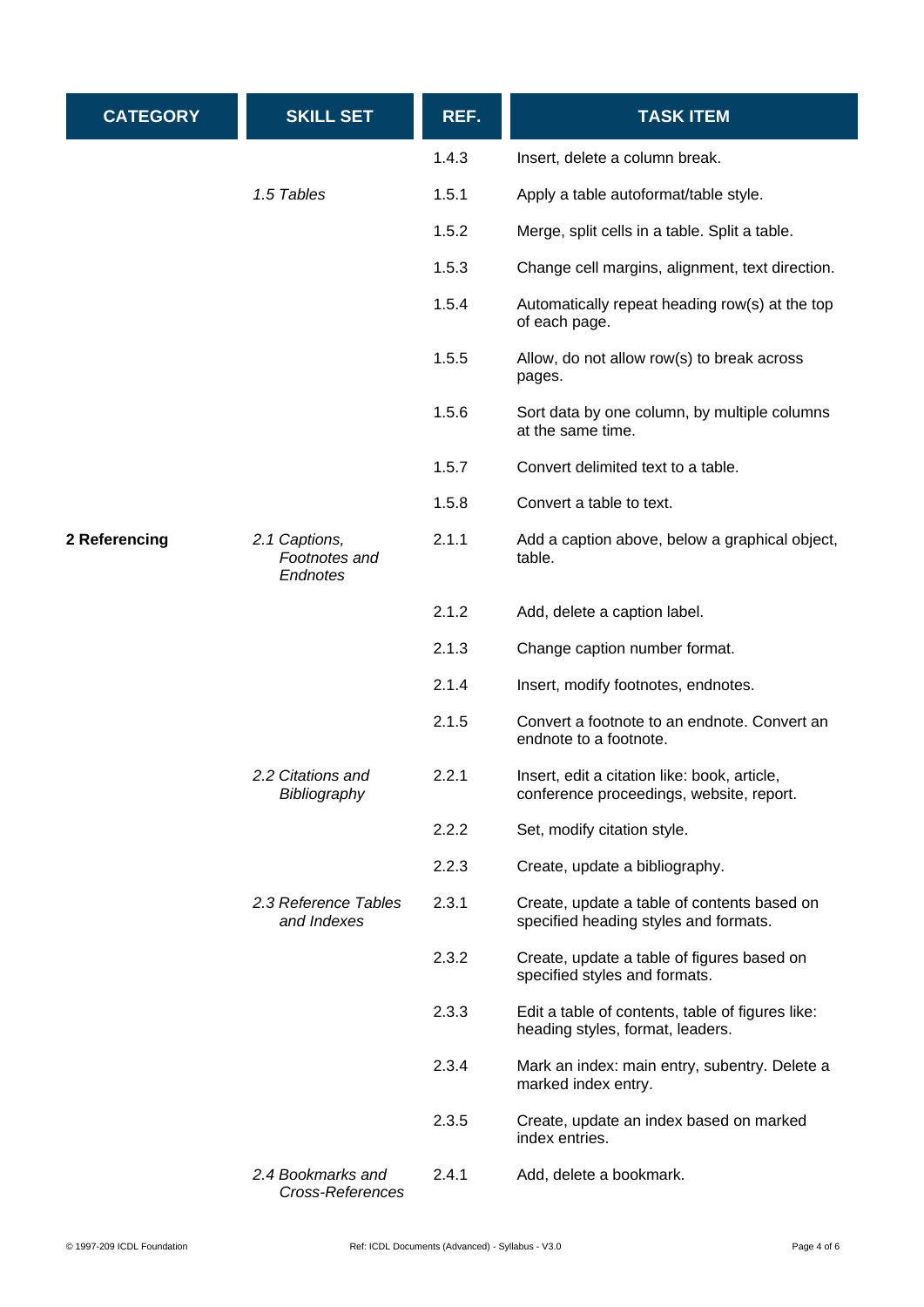| CATEGORY | SKILL SET | REF. | TASK ITEM |
|---|---|---|---|
| | | 1.4.3 | Insert, delete a column break. |
| | *1.5 Tables* | 1.5.1 | Apply a table autoformat/table style. |
| | | 1.5.2 | Merge, split cells in a table. Split a table. |
| | | 1.5.3 | Change cell margins, alignment, text direction. |
| | | 1.5.4 | Automatically repeat heading row(s) at the top of each page. |
| | | 1.5.5 | Allow, do not allow row(s) to break across pages. |
| | | 1.5.6 | Sort data by one column, by multiple columns at the same time. |
| | | 1.5.7 | Convert delimited text to a table. |
| | | 1.5.8 | Convert a table to text. |
| **2 Referencing** | *2.1 Captions, Footnotes and Endnotes* | 2.1.1 | Add a caption above, below a graphical object, table. |
| | | 2.1.2 | Add, delete a caption label. |
| | | 2.1.3 | Change caption number format. |
| | | 2.1.4 | Insert, modify footnotes, endnotes. |
| | | 2.1.5 | Convert a footnote to an endnote. Convert an endnote to a footnote. |
| | *2.2 Citations and Bibliography* | 2.2.1 | Insert, edit a citation like: book, article, conference proceedings, website, report. |
| | | 2.2.2 | Set, modify citation style. |
| | | 2.2.3 | Create, update a bibliography. |
| | *2.3 Reference Tables and Indexes* | 2.3.1 | Create, update a table of contents based on specified heading styles and formats. |
| | | 2.3.2 | Create, update a table of figures based on specified styles and formats. |
| | | 2.3.3 | Edit a table of contents, table of figures like: heading styles, format, leaders. |
| | | 2.3.4 | Mark an index: main entry, subentry. Delete a marked index entry. |
| | | 2.3.5 | Create, update an index based on marked index entries. |
| | *2.4 Bookmarks and Cross-References* | 2.4.1 | Add, delete a bookmark. |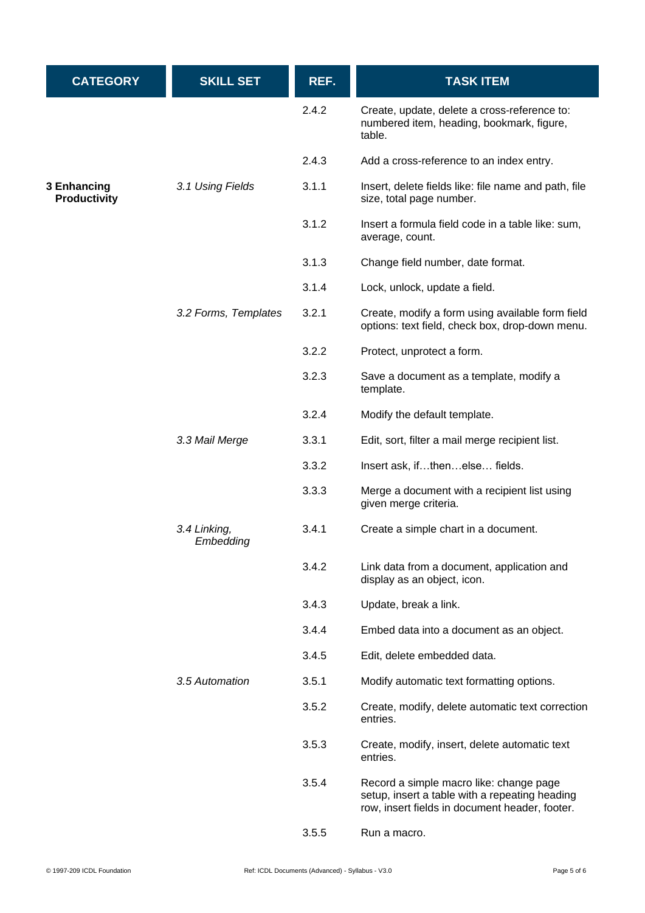| CATEGORY | SKILL SET | REF. | TASK ITEM |
|---|---|---|---|
| | | 2.4.2 | Create, update, delete a cross-reference to: numbered item, heading, bookmark, figure, table. |
| | | 2.4.3 | Add a cross-reference to an index entry. |
| **3 Enhancing Productivity** | *3.1 Using Fields* | 3.1.1 | Insert, delete fields like: file name and path, file size, total page number. |
| | | 3.1.2 | Insert a formula field code in a table like: sum, average, count. |
| | | 3.1.3 | Change field number, date format. |
| | | 3.1.4 | Lock, unlock, update a field. |
| | *3.2 Forms, Templates* | 3.2.1 | Create, modify a form using available form field options: text field, check box, drop-down menu. |
| | | 3.2.2 | Protect, unprotect a form. |
| | | 3.2.3 | Save a document as a template, modify a template. |
| | | 3.2.4 | Modify the default template. |
| | *3.3 Mail Merge* | 3.3.1 | Edit, sort, filter a mail merge recipient list. |
| | | 3.3.2 | Insert ask, if…then…else… fields. |
| | | 3.3.3 | Merge a document with a recipient list using given merge criteria. |
| | *3.4 Linking, Embedding* | 3.4.1 | Create a simple chart in a document. |
| | | 3.4.2 | Link data from a document, application and display as an object, icon. |
| | | 3.4.3 | Update, break a link. |
| | | 3.4.4 | Embed data into a document as an object. |
| | | 3.4.5 | Edit, delete embedded data. |
| | *3.5 Automation* | 3.5.1 | Modify automatic text formatting options. |
| | | 3.5.2 | Create, modify, delete automatic text correction entries. |
| | | 3.5.3 | Create, modify, insert, delete automatic text entries. |
| | | 3.5.4 | Record a simple macro like: change page setup, insert a table with a repeating heading row, insert fields in document header, footer. |
| | | 3.5.5 | Run a macro. |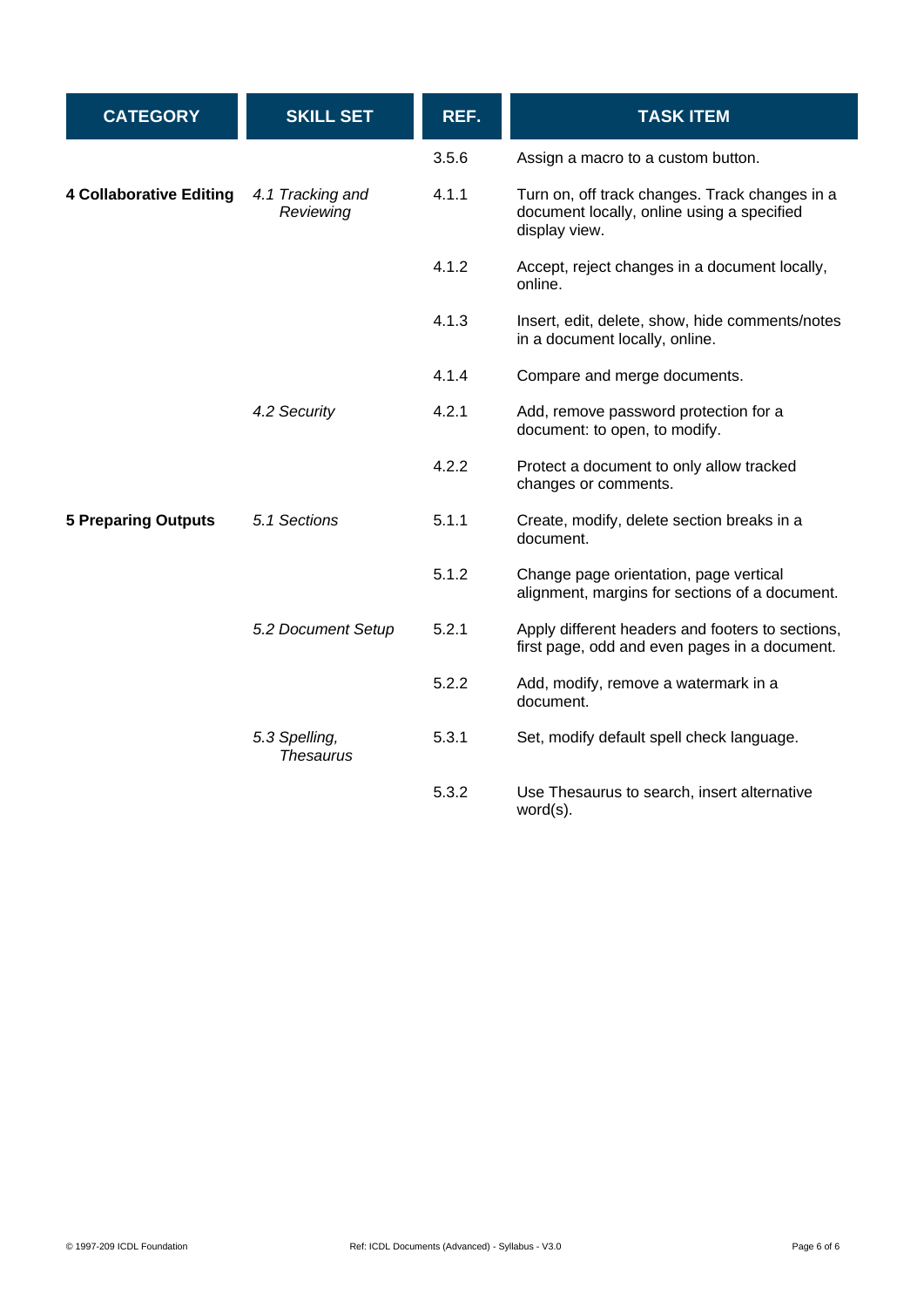| CATEGORY | SKILL SET | REF. | TASK ITEM |
|---|---|---|---|
| | | 3.5.6 | Assign a macro to a custom button. |
| **4 Collaborative Editing** | *4.1 Tracking and Reviewing* | 4.1.1 | Turn on, off track changes. Track changes in a document locally, online using a specified display view. |
| | | 4.1.2 | Accept, reject changes in a document locally, online. |
| | | 4.1.3 | Insert, edit, delete, show, hide comments/notes in a document locally, online. |
| | | 4.1.4 | Compare and merge documents. |
| | *4.2 Security* | 4.2.1 | Add, remove password protection for a document: to open, to modify. |
| | | 4.2.2 | Protect a document to only allow tracked changes or comments. |
| **5 Preparing Outputs** | *5.1 Sections* | 5.1.1 | Create, modify, delete section breaks in a document. |
| | | 5.1.2 | Change page orientation, page vertical alignment, margins for sections of a document. |
| | *5.2 Document Setup* | 5.2.1 | Apply different headers and footers to sections, first page, odd and even pages in a document. |
| | | 5.2.2 | Add, modify, remove a watermark in a document. |
| | *5.3 Spelling, Thesaurus* | 5.3.1 | Set, modify default spell check language. |
| | | 5.3.2 | Use Thesaurus to search, insert alternative word(s). |